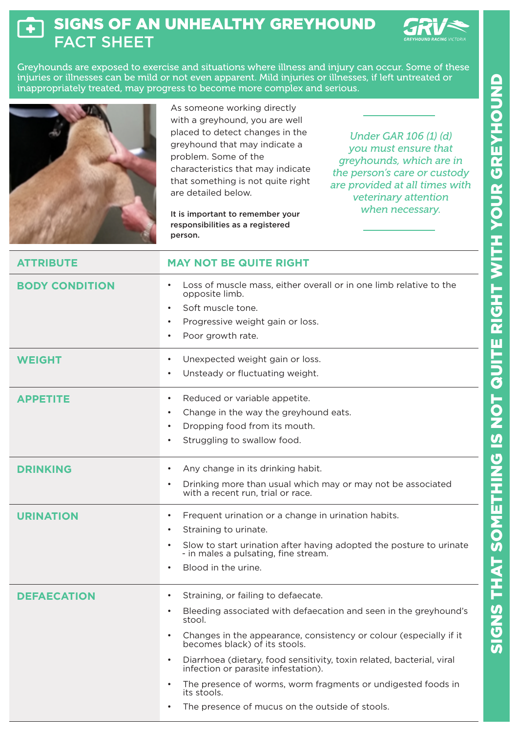# SIGNS OF AN UNHEALTHY GREYHOUND FACT SHEET

Greyhounds are exposed to exercise and situations where illness and injury can occur. Some of these injuries or illnesses can be mild or not even apparent. Mild injuries or illnesses, if left untreated or inappropriately treated, may progress to become more complex and serious.

As someone working directly with a greyhound, you are well placed to detect changes in the greyhound that may indicate a problem. Some of the characteristics that may indicate that something is not quite right are detailed below.

**It is important to remember your responsibilities as a registered person.**

*Under GAR 106 (1) (d) you must ensure that greyhounds, which are in the person's care or custody are provided at all times with veterinary attention when necessary.*

## SIGNS THAT SOMETHING IS NOT QUITE RIGHT WITH YOUR GREYHOUND

| ATTRIBUTE | MAY NOT BE QUITE RIGHT |
|---|---|
| **BODY CONDITION** | • Loss of muscle mass, either overall or in one limb relative to the opposite limb.<br>• Soft muscle tone.<br>• Progressive weight gain or loss.<br>• Poor growth rate. |
| **WEIGHT** | • Unexpected weight gain or loss.<br>• Unsteady or fluctuating weight. |
| **APPETITE** | • Reduced or variable appetite.<br>• Change in the way the greyhound eats.<br>• Dropping food from its mouth.<br>• Struggling to swallow food. |
| **DRINKING** | • Any change in its drinking habit.<br>• Drinking more than usual which may or may not be associated with a recent run, trial or race. |
| **URINATION** | • Frequent urination or a change in urination habits.<br>• Straining to urinate.<br>• Slow to start urination after having adopted the posture to urinate - in males a pulsating, fine stream.<br>• Blood in the urine. |
| **DEFAECATION** | • Straining, or failing to defaecate.<br>• Bleeding associated with defaecation and seen in the greyhound's stool.<br>• Changes in the appearance, consistency or colour (especially if it becomes black) of its stools.<br>• Diarrhoea (dietary, food sensitivity, toxin related, bacterial, viral infection or parasite infestation).<br>• The presence of worms, worm fragments or undigested foods in its stools.<br>• The presence of mucus on the outside of stools. |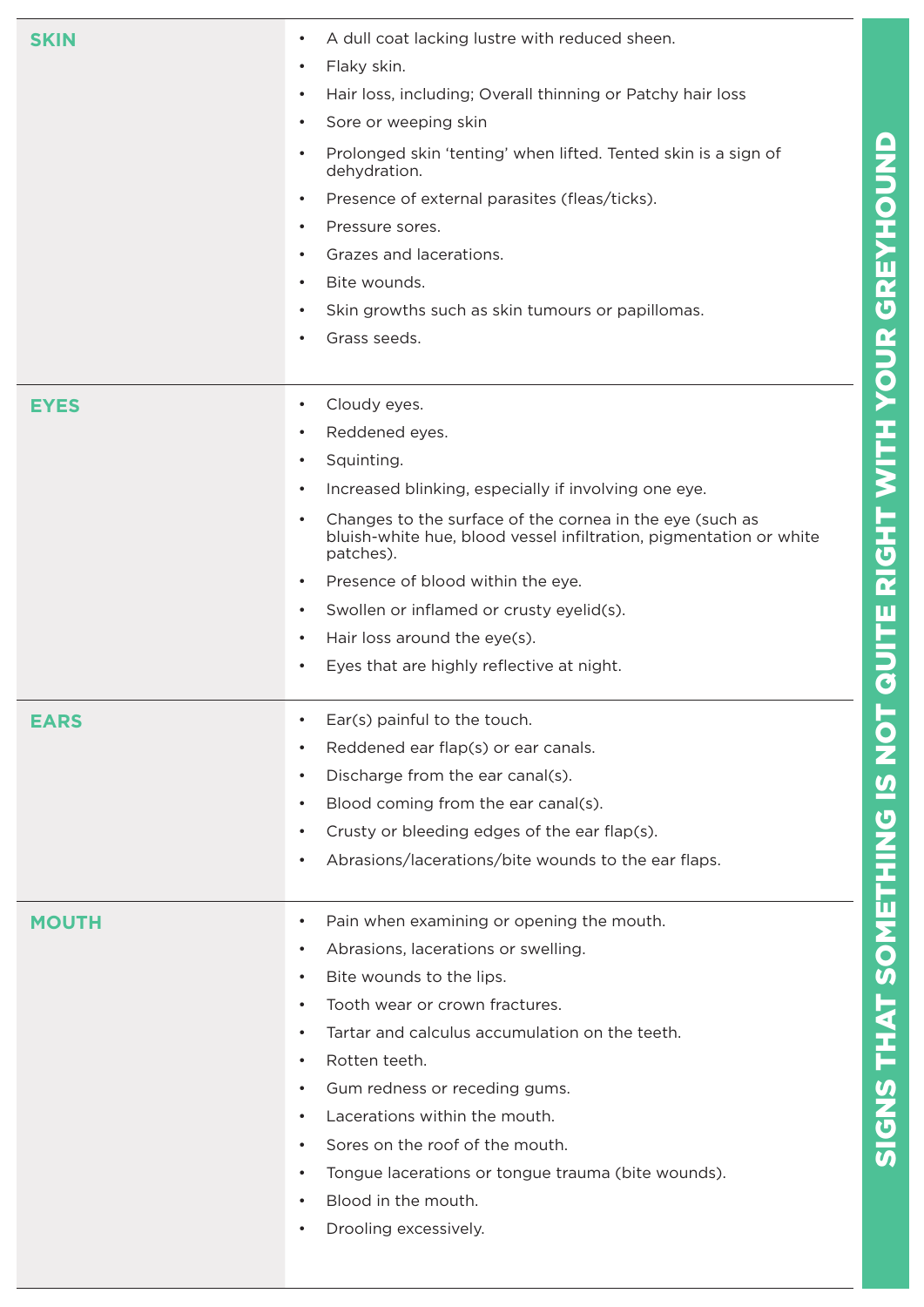## SIGNS THAT SOMETHING IS NOT QUITE RIGHT WITH YOUR GREYHOUND

| | |
|---|---|
| **SKIN** | • A dull coat lacking lustre with reduced sheen.<br>• Flaky skin.<br>• Hair loss, including; Overall thinning or Patchy hair loss<br>• Sore or weeping skin<br>• Prolonged skin 'tenting' when lifted. Tented skin is a sign of dehydration.<br>• Presence of external parasites (fleas/ticks).<br>• Pressure sores.<br>• Grazes and lacerations.<br>• Bite wounds.<br>• Skin growths such as skin tumours or papillomas.<br>• Grass seeds. |
| **EYES** | • Cloudy eyes.<br>• Reddened eyes.<br>• Squinting.<br>• Increased blinking, especially if involving one eye.<br>• Changes to the surface of the cornea in the eye (such as bluish-white hue, blood vessel infiltration, pigmentation or white patches).<br>• Presence of blood within the eye.<br>• Swollen or inflamed or crusty eyelid(s).<br>• Hair loss around the eye(s).<br>• Eyes that are highly reflective at night. |
| **EARS** | • Ear(s) painful to the touch.<br>• Reddened ear flap(s) or ear canals.<br>• Discharge from the ear canal(s).<br>• Blood coming from the ear canal(s).<br>• Crusty or bleeding edges of the ear flap(s).<br>• Abrasions/lacerations/bite wounds to the ear flaps. |
| **MOUTH** | • Pain when examining or opening the mouth.<br>• Abrasions, lacerations or swelling.<br>• Bite wounds to the lips.<br>• Tooth wear or crown fractures.<br>• Tartar and calculus accumulation on the teeth.<br>• Rotten teeth.<br>• Gum redness or receding gums.<br>• Lacerations within the mouth.<br>• Sores on the roof of the mouth.<br>• Tongue lacerations or tongue trauma (bite wounds).<br>• Blood in the mouth.<br>• Drooling excessively. |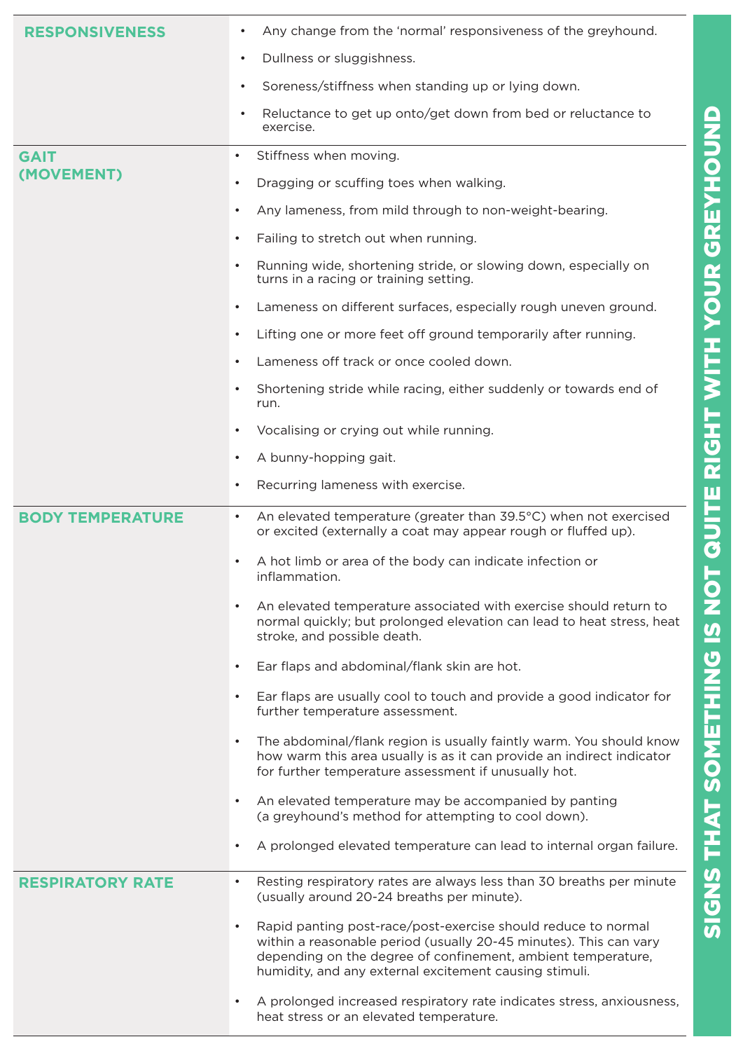## SIGNS THAT SOMETHING IS NOT QUITE RIGHT WITH YOUR GREYHOUND

| | |
|---|---|
| **RESPONSIVENESS** | • Any change from the 'normal' responsiveness of the greyhound.<br>• Dullness or sluggishness.<br>• Soreness/stiffness when standing up or lying down.<br>• Reluctance to get up onto/get down from bed or reluctance to exercise. |
| **GAIT (MOVEMENT)** | • Stiffness when moving.<br>• Dragging or scuffing toes when walking.<br>• Any lameness, from mild through to non-weight-bearing.<br>• Failing to stretch out when running.<br>• Running wide, shortening stride, or slowing down, especially on turns in a racing or training setting.<br>• Lameness on different surfaces, especially rough uneven ground.<br>• Lifting one or more feet off ground temporarily after running.<br>• Lameness off track or once cooled down.<br>• Shortening stride while racing, either suddenly or towards end of run.<br>• Vocalising or crying out while running.<br>• A bunny-hopping gait.<br>• Recurring lameness with exercise. |
| **BODY TEMPERATURE** | • An elevated temperature (greater than 39.5°C) when not exercised or excited (externally a coat may appear rough or fluffed up).<br>• A hot limb or area of the body can indicate infection or inflammation.<br>• An elevated temperature associated with exercise should return to normal quickly; but prolonged elevation can lead to heat stress, heat stroke, and possible death.<br>• Ear flaps and abdominal/flank skin are hot.<br>• Ear flaps are usually cool to touch and provide a good indicator for further temperature assessment.<br>• The abdominal/flank region is usually faintly warm. You should know how warm this area usually is as it can provide an indirect indicator for further temperature assessment if unusually hot.<br>• An elevated temperature may be accompanied by panting (a greyhound's method for attempting to cool down).<br>• A prolonged elevated temperature can lead to internal organ failure. |
| **RESPIRATORY RATE** | • Resting respiratory rates are always less than 30 breaths per minute (usually around 20-24 breaths per minute).<br>• Rapid panting post-race/post-exercise should reduce to normal within a reasonable period (usually 20-45 minutes). This can vary depending on the degree of confinement, ambient temperature, humidity, and any external excitement causing stimuli.<br>• A prolonged increased respiratory rate indicates stress, anxiousness, heat stress or an elevated temperature. |